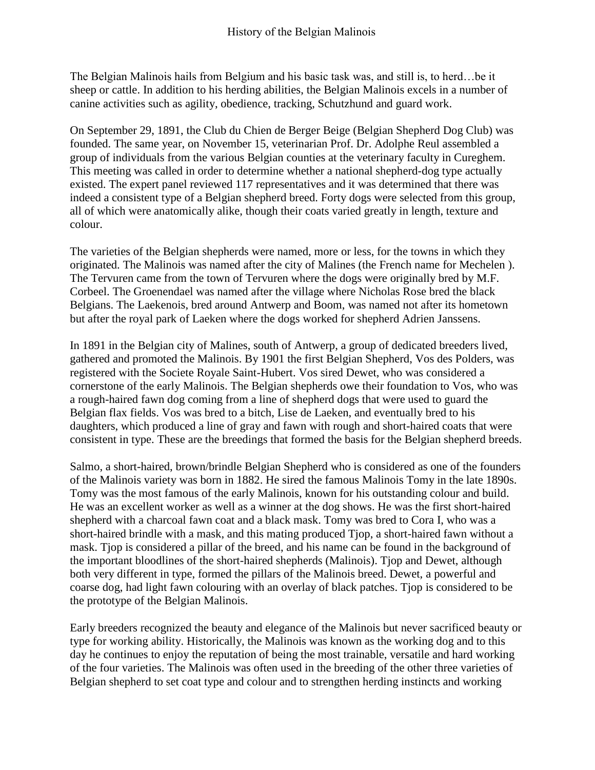# History of the Belgian Malinois

The Belgian Malinois hails from Belgium and his basic task was, and still is, to herd…be it sheep or cattle. In addition to his herding abilities, the Belgian Malinois excels in a number of canine activities such as agility, obedience, tracking, Schutzhund and guard work.

On September 29, 1891, the Club du Chien de Berger Beige (Belgian Shepherd Dog Club) was founded. The same year, on November 15, veterinarian Prof. Dr. Adolphe Reul assembled a group of individuals from the various Belgian counties at the veterinary faculty in Cureghem. This meeting was called in order to determine whether a national shepherd-dog type actually existed. The expert panel reviewed 117 representatives and it was determined that there was indeed a consistent type of a Belgian shepherd breed. Forty dogs were selected from this group, all of which were anatomically alike, though their coats varied greatly in length, texture and colour.

The varieties of the Belgian shepherds were named, more or less, for the towns in which they originated. The Malinois was named after the city of Malines (the French name for Mechelen ). The Tervuren came from the town of Tervuren where the dogs were originally bred by M.F. Corbeel. The Groenendael was named after the village where Nicholas Rose bred the black Belgians. The Laekenois, bred around Antwerp and Boom, was named not after its hometown but after the royal park of Laeken where the dogs worked for shepherd Adrien Janssens.

In 1891 in the Belgian city of Malines, south of Antwerp, a group of dedicated breeders lived, gathered and promoted the Malinois. By 1901 the first Belgian Shepherd, Vos des Polders, was registered with the Societe Royale Saint-Hubert. Vos sired Dewet, who was considered a cornerstone of the early Malinois. The Belgian shepherds owe their foundation to Vos, who was a rough-haired fawn dog coming from a line of shepherd dogs that were used to guard the Belgian flax fields. Vos was bred to a bitch, Lise de Laeken, and eventually bred to his daughters, which produced a line of gray and fawn with rough and short-haired coats that were consistent in type. These are the breedings that formed the basis for the Belgian shepherd breeds.

Salmo, a short-haired, brown/brindle Belgian Shepherd who is considered as one of the founders of the Malinois variety was born in 1882. He sired the famous Malinois Tomy in the late 1890s. Tomy was the most famous of the early Malinois, known for his outstanding colour and build. He was an excellent worker as well as a winner at the dog shows. He was the first short-haired shepherd with a charcoal fawn coat and a black mask. Tomy was bred to Cora I, who was a short-haired brindle with a mask, and this mating produced Tjop, a short-haired fawn without a mask. Tjop is considered a pillar of the breed, and his name can be found in the background of the important bloodlines of the short-haired shepherds (Malinois). Tjop and Dewet, although both very different in type, formed the pillars of the Malinois breed. Dewet, a powerful and coarse dog, had light fawn colouring with an overlay of black patches. Tjop is considered to be the prototype of the Belgian Malinois.

Early breeders recognized the beauty and elegance of the Malinois but never sacrificed beauty or type for working ability. Historically, the Malinois was known as the working dog and to this day he continues to enjoy the reputation of being the most trainable, versatile and hard working of the four varieties. The Malinois was often used in the breeding of the other three varieties of Belgian shepherd to set coat type and colour and to strengthen herding instincts and working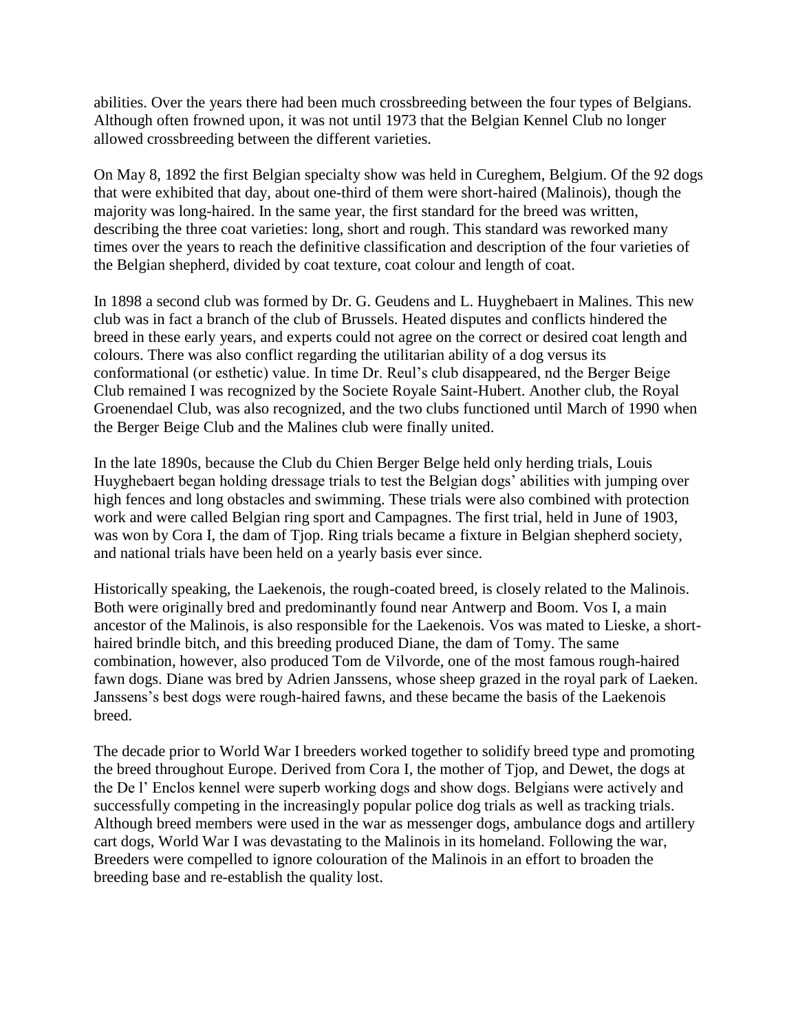abilities. Over the years there had been much crossbreeding between the four types of Belgians. Although often frowned upon, it was not until 1973 that the Belgian Kennel Club no longer allowed crossbreeding between the different varieties.

On May 8, 1892 the first Belgian specialty show was held in Cureghem, Belgium. Of the 92 dogs that were exhibited that day, about one-third of them were short-haired (Malinois), though the majority was long-haired. In the same year, the first standard for the breed was written, describing the three coat varieties: long, short and rough. This standard was reworked many times over the years to reach the definitive classification and description of the four varieties of the Belgian shepherd, divided by coat texture, coat colour and length of coat.

In 1898 a second club was formed by Dr. G. Geudens and L. Huyghebaert in Malines. This new club was in fact a branch of the club of Brussels. Heated disputes and conflicts hindered the breed in these early years, and experts could not agree on the correct or desired coat length and colours. There was also conflict regarding the utilitarian ability of a dog versus its conformational (or esthetic) value. In time Dr. Reul's club disappeared, nd the Berger Beige Club remained I was recognized by the Societe Royale Saint-Hubert. Another club, the Royal Groenendael Club, was also recognized, and the two clubs functioned until March of 1990 when the Berger Beige Club and the Malines club were finally united.

In the late 1890s, because the Club du Chien Berger Belge held only herding trials, Louis Huyghebaert began holding dressage trials to test the Belgian dogs' abilities with jumping over high fences and long obstacles and swimming. These trials were also combined with protection work and were called Belgian ring sport and Campagnes. The first trial, held in June of 1903, was won by Cora I, the dam of Tjop. Ring trials became a fixture in Belgian shepherd society, and national trials have been held on a yearly basis ever since.

Historically speaking, the Laekenois, the rough-coated breed, is closely related to the Malinois. Both were originally bred and predominantly found near Antwerp and Boom. Vos I, a main ancestor of the Malinois, is also responsible for the Laekenois. Vos was mated to Lieske, a short-haired brindle bitch, and this breeding produced Diane, the dam of Tomy. The same combination, however, also produced Tom de Vilvorde, one of the most famous rough-haired fawn dogs. Diane was bred by Adrien Janssens, whose sheep grazed in the royal park of Laeken. Janssens's best dogs were rough-haired fawns, and these became the basis of the Laekenois breed.

The decade prior to World War I breeders worked together to solidify breed type and promoting the breed throughout Europe. Derived from Cora I, the mother of Tjop, and Dewet, the dogs at the De l' Enclos kennel were superb working dogs and show dogs. Belgians were actively and successfully competing in the increasingly popular police dog trials as well as tracking trials. Although breed members were used in the war as messenger dogs, ambulance dogs and artillery cart dogs, World War I was devastating to the Malinois in its homeland. Following the war, Breeders were compelled to ignore colouration of the Malinois in an effort to broaden the breeding base and re-establish the quality lost.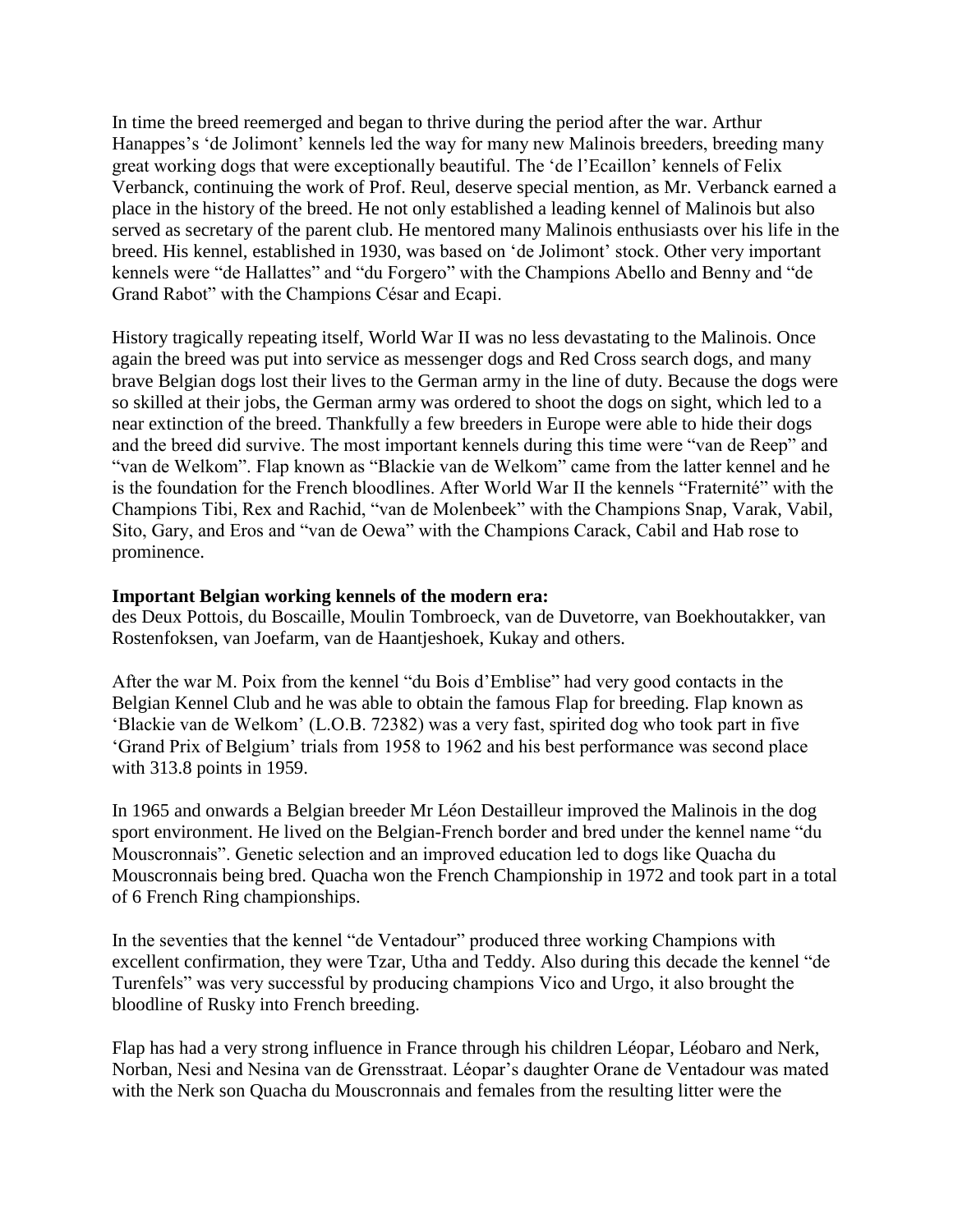In time the breed reemerged and began to thrive during the period after the war. Arthur Hanappes's 'de Jolimont' kennels led the way for many new Malinois breeders, breeding many great working dogs that were exceptionally beautiful. The 'de l'Ecaillon' kennels of Felix Verbanck, continuing the work of Prof. Reul, deserve special mention, as Mr. Verbanck earned a place in the history of the breed. He not only established a leading kennel of Malinois but also served as secretary of the parent club. He mentored many Malinois enthusiasts over his life in the breed. His kennel, established in 1930, was based on 'de Jolimont' stock. Other very important kennels were "de Hallattes" and "du Forgero" with the Champions Abello and Benny and "de Grand Rabot" with the Champions César and Ecapi.

History tragically repeating itself, World War II was no less devastating to the Malinois. Once again the breed was put into service as messenger dogs and Red Cross search dogs, and many brave Belgian dogs lost their lives to the German army in the line of duty. Because the dogs were so skilled at their jobs, the German army was ordered to shoot the dogs on sight, which led to a near extinction of the breed. Thankfully a few breeders in Europe were able to hide their dogs and the breed did survive. The most important kennels during this time were "van de Reep" and "van de Welkom". Flap known as "Blackie van de Welkom" came from the latter kennel and he is the foundation for the French bloodlines. After World War II the kennels "Fraternité" with the Champions Tibi, Rex and Rachid, "van de Molenbeek" with the Champions Snap, Varak, Vabil, Sito, Gary, and Eros and "van de Oewa" with the Champions Carack, Cabil and Hab rose to prominence.

**Important Belgian working kennels of the modern era:**
des Deux Pottois, du Boscaille, Moulin Tombroeck, van de Duvetorre, van Boekhoutakker, van Rostenfoksen, van Joefarm, van de Haantjeshoek, Kukay and others.

After the war M. Poix from the kennel "du Bois d'Emblise" had very good contacts in the Belgian Kennel Club and he was able to obtain the famous Flap for breeding. Flap known as 'Blackie van de Welkom' (L.O.B. 72382) was a very fast, spirited dog who took part in five 'Grand Prix of Belgium' trials from 1958 to 1962 and his best performance was second place with 313.8 points in 1959.

In 1965 and onwards a Belgian breeder Mr Léon Destailleur improved the Malinois in the dog sport environment. He lived on the Belgian-French border and bred under the kennel name "du Mouscronnais". Genetic selection and an improved education led to dogs like Quacha du Mouscronnais being bred. Quacha won the French Championship in 1972 and took part in a total of 6 French Ring championships.

In the seventies that the kennel "de Ventadour" produced three working Champions with excellent confirmation, they were Tzar, Utha and Teddy. Also during this decade the kennel "de Turenfels" was very successful by producing champions Vico and Urgo, it also brought the bloodline of Rusky into French breeding.

Flap has had a very strong influence in France through his children Léopar, Léobaro and Nerk, Norban, Nesi and Nesina van de Grensstraat. Léopar's daughter Orane de Ventadour was mated with the Nerk son Quacha du Mouscronnais and females from the resulting litter were the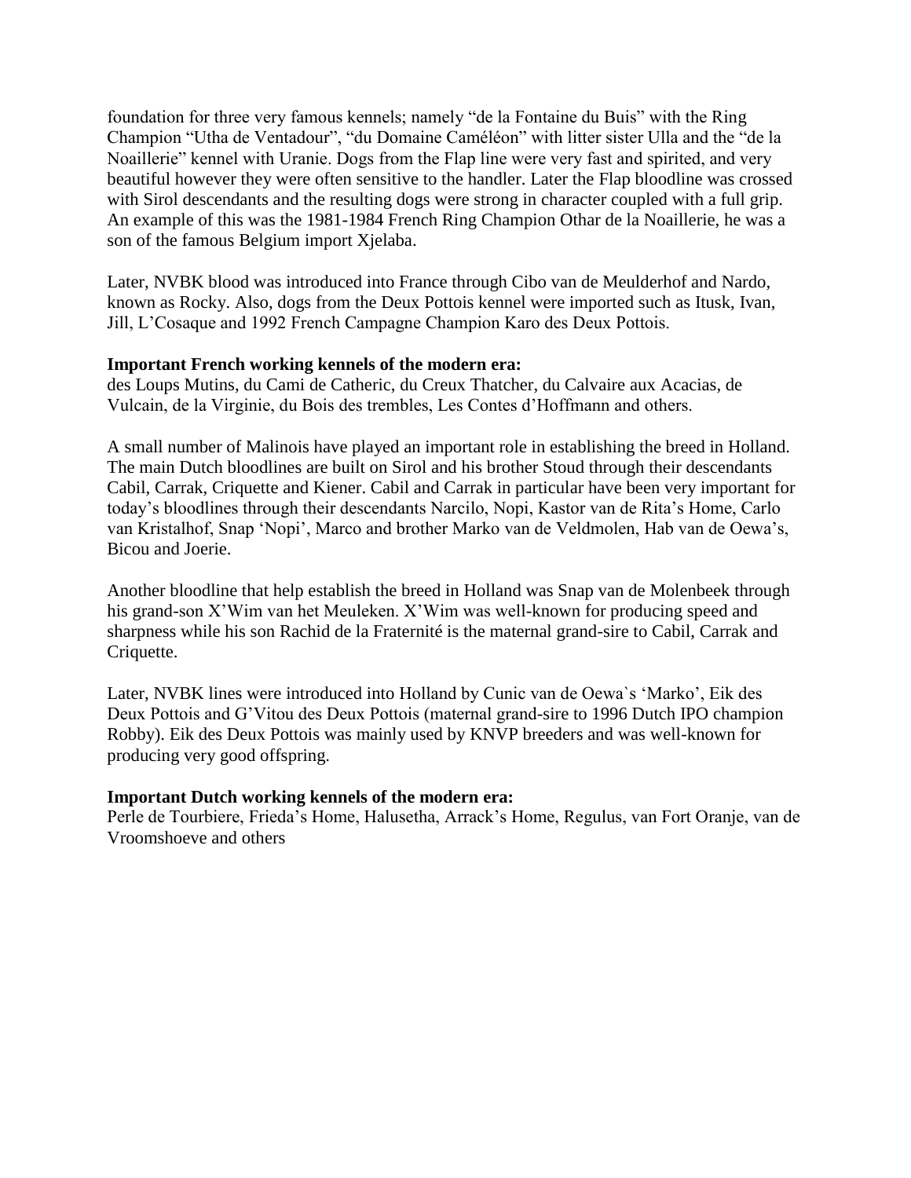foundation for three very famous kennels; namely "de la Fontaine du Buis" with the Ring Champion "Utha de Ventadour", "du Domaine Caméléon" with litter sister Ulla and the "de la Noaillerie" kennel with Uranie. Dogs from the Flap line were very fast and spirited, and very beautiful however they were often sensitive to the handler. Later the Flap bloodline was crossed with Sirol descendants and the resulting dogs were strong in character coupled with a full grip. An example of this was the 1981-1984 French Ring Champion Othar de la Noaillerie, he was a son of the famous Belgium import Xjelaba.

Later, NVBK blood was introduced into France through Cibo van de Meulderhof and Nardo, known as Rocky. Also, dogs from the Deux Pottois kennel were imported such as Itusk, Ivan, Jill, L'Cosaque and 1992 French Campagne Champion Karo des Deux Pottois.

**Important French working kennels of the modern era:**
des Loups Mutins, du Cami de Catheric, du Creux Thatcher, du Calvaire aux Acacias, de Vulcain, de la Virginie, du Bois des trembles, Les Contes d'Hoffmann and others.

A small number of Malinois have played an important role in establishing the breed in Holland. The main Dutch bloodlines are built on Sirol and his brother Stoud through their descendants Cabil, Carrak, Criquette and Kiener. Cabil and Carrak in particular have been very important for today's bloodlines through their descendants Narcilo, Nopi, Kastor van de Rita's Home, Carlo van Kristalhof, Snap 'Nopi', Marco and brother Marko van de Veldmolen, Hab van de Oewa's, Bicou and Joerie.

Another bloodline that help establish the breed in Holland was Snap van de Molenbeek through his grand-son X'Wim van het Meuleken. X'Wim was well-known for producing speed and sharpness while his son Rachid de la Fraternité is the maternal grand-sire to Cabil, Carrak and Criquette.

Later, NVBK lines were introduced into Holland by Cunic van de Oewa`s 'Marko', Eik des Deux Pottois and G'Vitou des Deux Pottois (maternal grand-sire to 1996 Dutch IPO champion Robby). Eik des Deux Pottois was mainly used by KNVP breeders and was well-known for producing very good offspring.

**Important Dutch working kennels of the modern era:**
Perle de Tourbiere, Frieda's Home, Halusetha, Arrack's Home, Regulus, van Fort Oranje, van de Vroomshoeve and others